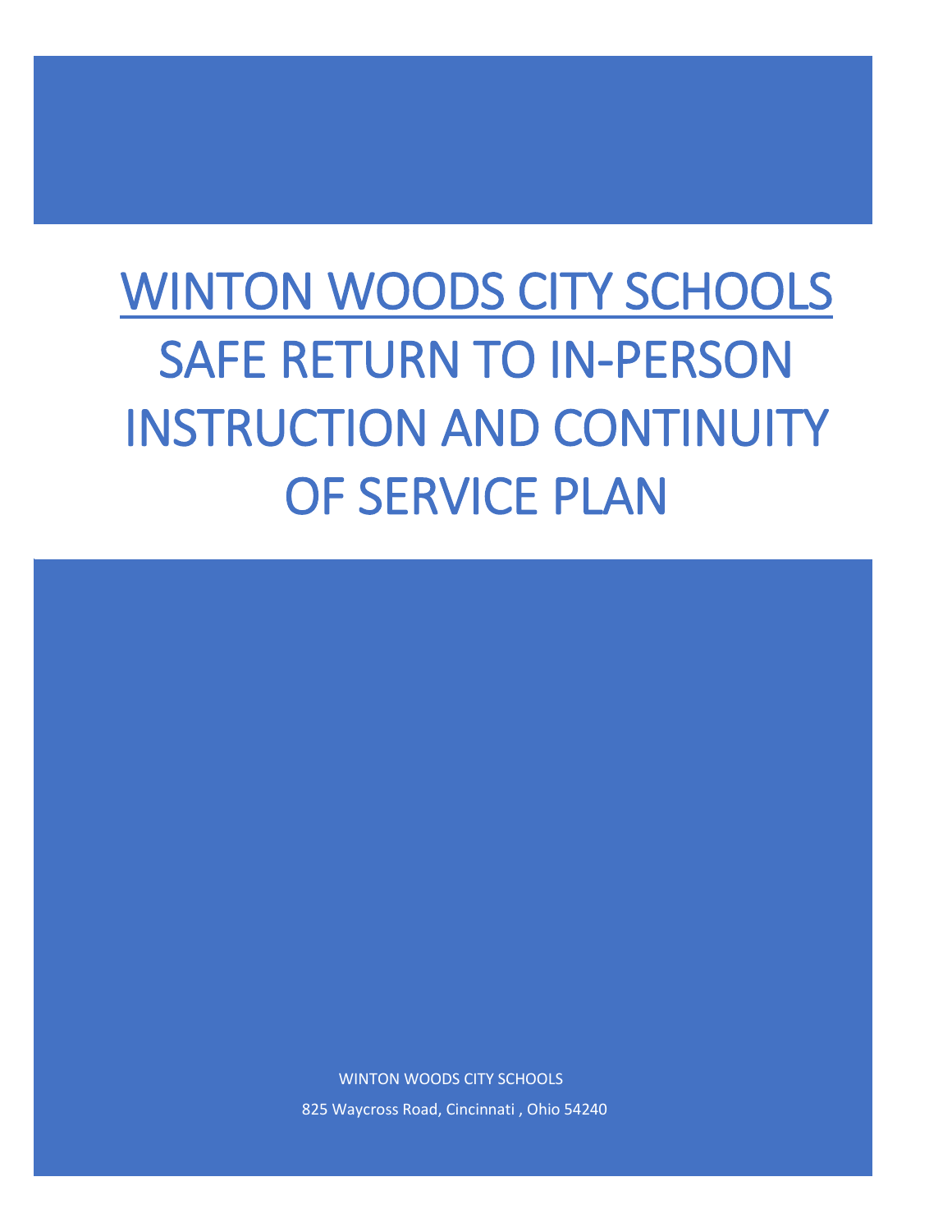# WINTON WOODS CITY SCHOOLS

# SAFE RETURN TO IN-PERSON INSTRUCTION AND CONTINUITY OF SERVICE PLAN

WINTON WOODS CITY SCHOOLS

825 Waycross Road, Cincinnati , Ohio 54240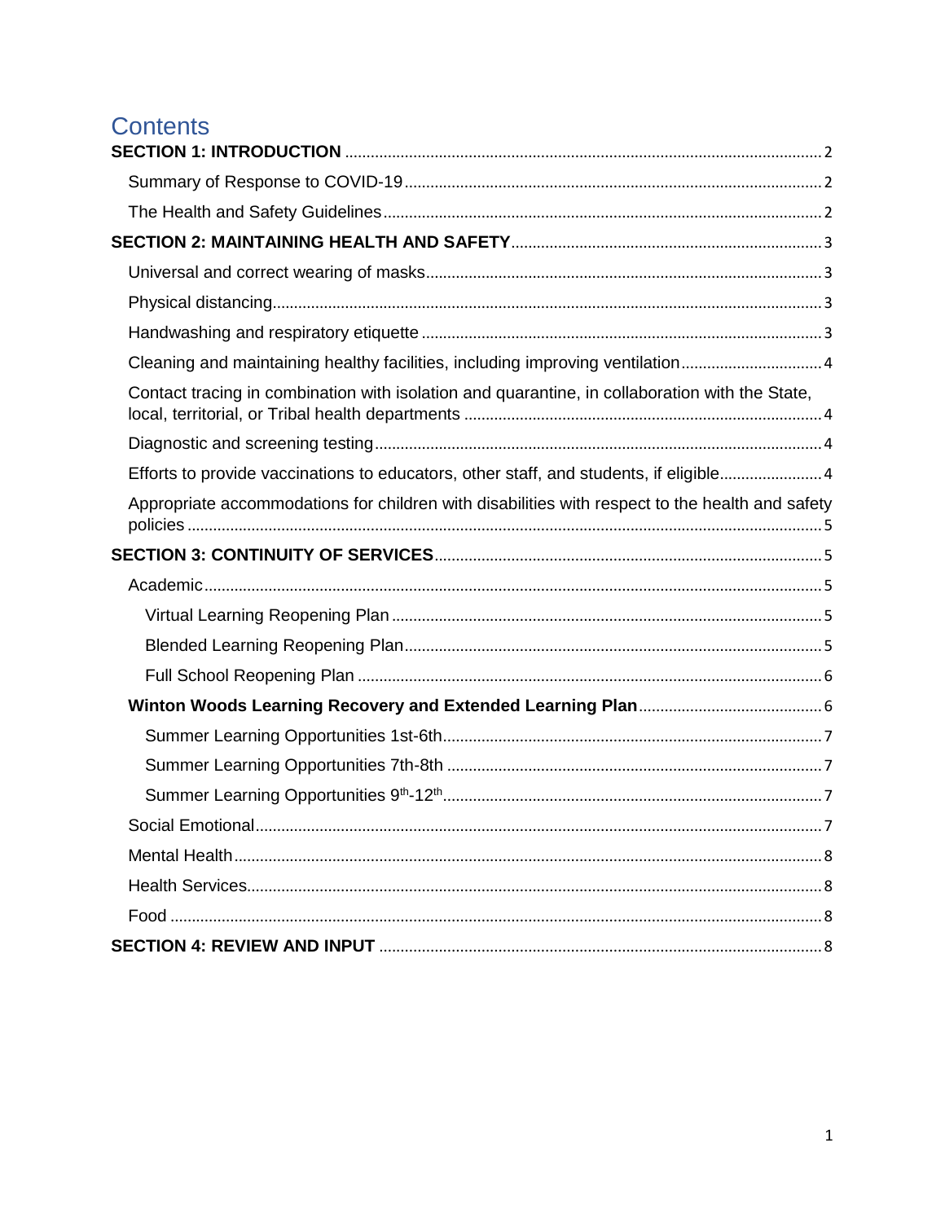# Contents

- **SECTION 1: INTRODUCTION** ..... 2
  - Summary of Response to COVID-19 ..... 2
  - The Health and Safety Guidelines ..... 2
- **SECTION 2: MAINTAINING HEALTH AND SAFETY** ..... 3
  - Universal and correct wearing of masks ..... 3
  - Physical distancing ..... 3
  - Handwashing and respiratory etiquette ..... 3
  - Cleaning and maintaining healthy facilities, including improving ventilation ..... 4
  - Contact tracing in combination with isolation and quarantine, in collaboration with the State, local, territorial, or Tribal health departments ..... 4
  - Diagnostic and screening testing ..... 4
  - Efforts to provide vaccinations to educators, other staff, and students, if eligible ..... 4
  - Appropriate accommodations for children with disabilities with respect to the health and safety policies ..... 5
- **SECTION 3: CONTINUITY OF SERVICES** ..... 5
  - Academic ..... 5
    - Virtual Learning Reopening Plan ..... 5
    - Blended Learning Reopening Plan ..... 5
    - Full School Reopening Plan ..... 6
  - **Winton Woods Learning Recovery and Extended Learning Plan** ..... 6
    - Summer Learning Opportunities 1st-6th ..... 7
    - Summer Learning Opportunities 7th-8th ..... 7
    - Summer Learning Opportunities 9th-12th ..... 7
  - Social Emotional ..... 7
  - Mental Health ..... 8
  - Health Services ..... 8
  - Food ..... 8
- **SECTION 4: REVIEW AND INPUT** ..... 8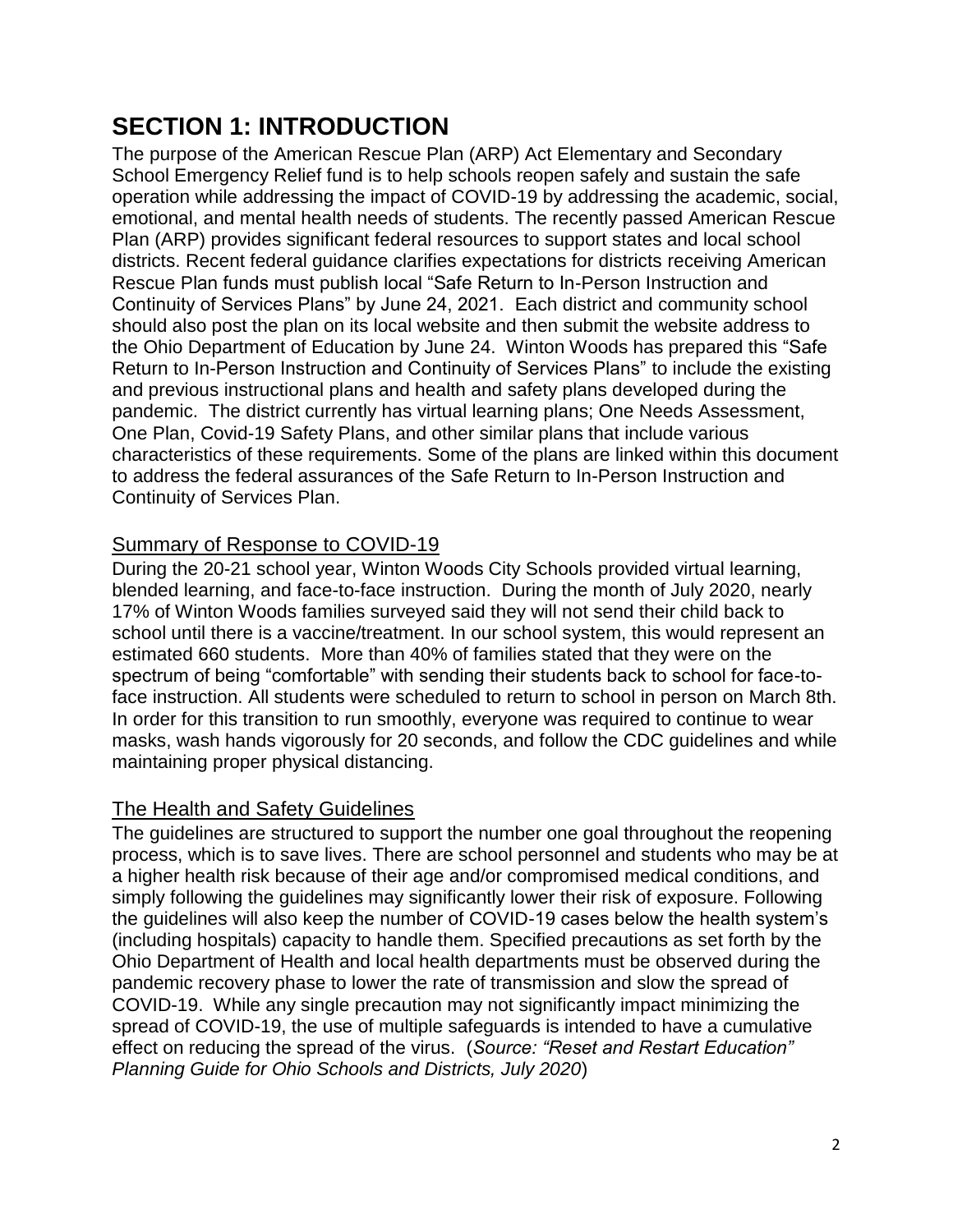# SECTION 1: INTRODUCTION

The purpose of the American Rescue Plan (ARP) Act Elementary and Secondary School Emergency Relief fund is to help schools reopen safely and sustain the safe operation while addressing the impact of COVID-19 by addressing the academic, social, emotional, and mental health needs of students. The recently passed American Rescue Plan (ARP) provides significant federal resources to support states and local school districts. Recent federal guidance clarifies expectations for districts receiving American Rescue Plan funds must publish local "Safe Return to In-Person Instruction and Continuity of Services Plans" by June 24, 2021. Each district and community school should also post the plan on its local website and then submit the website address to the Ohio Department of Education by June 24. Winton Woods has prepared this "Safe Return to In-Person Instruction and Continuity of Services Plans" to include the existing and previous instructional plans and health and safety plans developed during the pandemic. The district currently has virtual learning plans; One Needs Assessment, One Plan, Covid-19 Safety Plans, and other similar plans that include various characteristics of these requirements. Some of the plans are linked within this document to address the federal assurances of the Safe Return to In-Person Instruction and Continuity of Services Plan.

## Summary of Response to COVID-19

During the 20-21 school year, Winton Woods City Schools provided virtual learning, blended learning, and face-to-face instruction. During the month of July 2020, nearly 17% of Winton Woods families surveyed said they will not send their child back to school until there is a vaccine/treatment. In our school system, this would represent an estimated 660 students. More than 40% of families stated that they were on the spectrum of being "comfortable" with sending their students back to school for face-to-face instruction. All students were scheduled to return to school in person on March 8th. In order for this transition to run smoothly, everyone was required to continue to wear masks, wash hands vigorously for 20 seconds, and follow the CDC guidelines and while maintaining proper physical distancing.

## The Health and Safety Guidelines

The guidelines are structured to support the number one goal throughout the reopening process, which is to save lives. There are school personnel and students who may be at a higher health risk because of their age and/or compromised medical conditions, and simply following the guidelines may significantly lower their risk of exposure. Following the guidelines will also keep the number of COVID-19 cases below the health system's (including hospitals) capacity to handle them. Specified precautions as set forth by the Ohio Department of Health and local health departments must be observed during the pandemic recovery phase to lower the rate of transmission and slow the spread of COVID-19. While any single precaution may not significantly impact minimizing the spread of COVID-19, the use of multiple safeguards is intended to have a cumulative effect on reducing the spread of the virus. (*Source: "Reset and Restart Education" Planning Guide for Ohio Schools and Districts, July 2020*)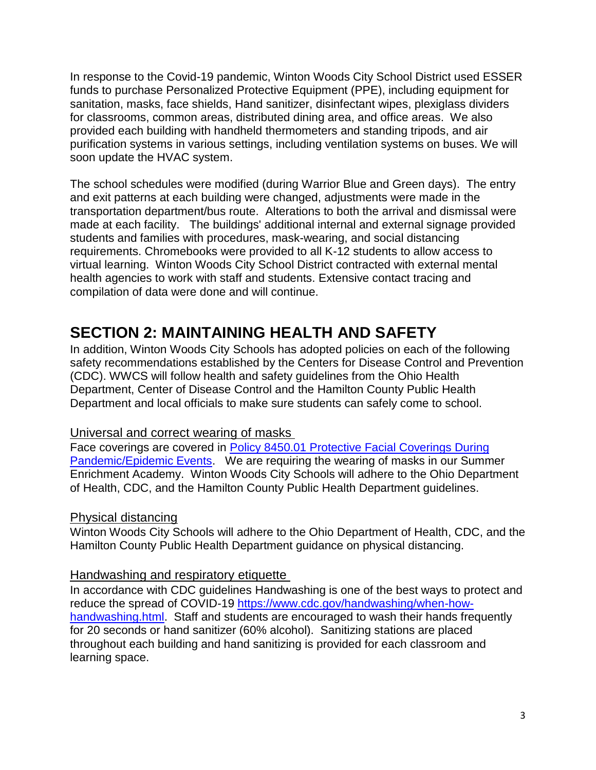In response to the Covid-19 pandemic, Winton Woods City School District used ESSER funds to purchase Personalized Protective Equipment (PPE), including equipment for sanitation, masks, face shields, Hand sanitizer, disinfectant wipes, plexiglass dividers for classrooms, common areas, distributed dining area, and office areas. We also provided each building with handheld thermometers and standing tripods, and air purification systems in various settings, including ventilation systems on buses. We will soon update the HVAC system.

The school schedules were modified (during Warrior Blue and Green days). The entry and exit patterns at each building were changed, adjustments were made in the transportation department/bus route. Alterations to both the arrival and dismissal were made at each facility. The buildings' additional internal and external signage provided students and families with procedures, mask-wearing, and social distancing requirements. Chromebooks were provided to all K-12 students to allow access to virtual learning. Winton Woods City School District contracted with external mental health agencies to work with staff and students. Extensive contact tracing and compilation of data were done and will continue.

# SECTION 2: MAINTAINING HEALTH AND SAFETY

In addition, Winton Woods City Schools has adopted policies on each of the following safety recommendations established by the Centers for Disease Control and Prevention (CDC). WWCS will follow health and safety guidelines from the Ohio Health Department, Center of Disease Control and the Hamilton County Public Health Department and local officials to make sure students can safely come to school.

## Universal and correct wearing of masks

Face coverings are covered in Policy 8450.01 Protective Facial Coverings During Pandemic/Epidemic Events. We are requiring the wearing of masks in our Summer Enrichment Academy. Winton Woods City Schools will adhere to the Ohio Department of Health, CDC, and the Hamilton County Public Health Department guidelines.

## Physical distancing

Winton Woods City Schools will adhere to the Ohio Department of Health, CDC, and the Hamilton County Public Health Department guidance on physical distancing.

## Handwashing and respiratory etiquette

In accordance with CDC guidelines Handwashing is one of the best ways to protect and reduce the spread of COVID-19 https://www.cdc.gov/handwashing/when-how-handwashing.html. Staff and students are encouraged to wash their hands frequently for 20 seconds or hand sanitizer (60% alcohol). Sanitizing stations are placed throughout each building and hand sanitizing is provided for each classroom and learning space.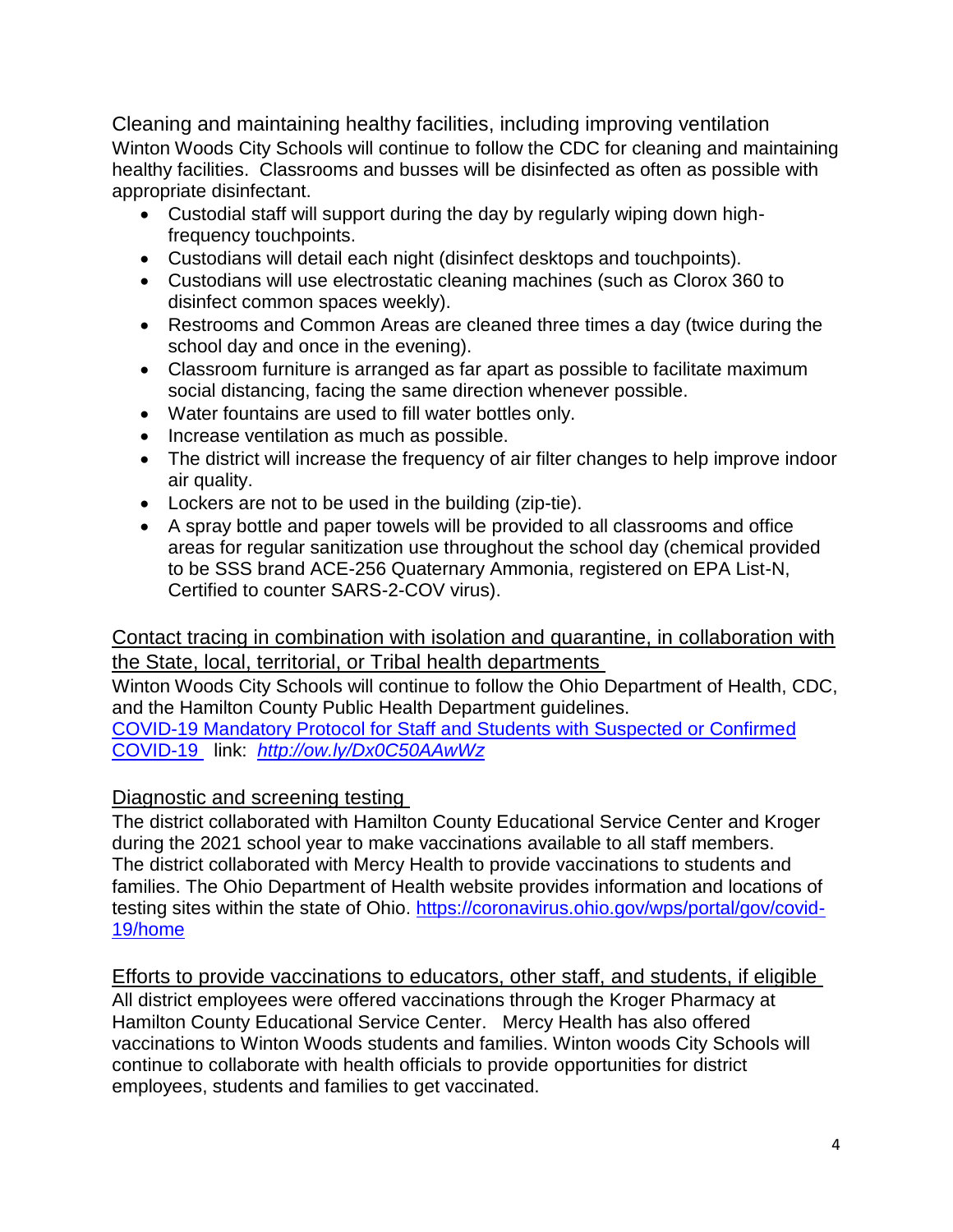## Cleaning and maintaining healthy facilities, including improving ventilation

Winton Woods City Schools will continue to follow the CDC for cleaning and maintaining healthy facilities. Classrooms and busses will be disinfected as often as possible with appropriate disinfectant.

- Custodial staff will support during the day by regularly wiping down high-frequency touchpoints.
- Custodians will detail each night (disinfect desktops and touchpoints).
- Custodians will use electrostatic cleaning machines (such as Clorox 360 to disinfect common spaces weekly).
- Restrooms and Common Areas are cleaned three times a day (twice during the school day and once in the evening).
- Classroom furniture is arranged as far apart as possible to facilitate maximum social distancing, facing the same direction whenever possible.
- Water fountains are used to fill water bottles only.
- Increase ventilation as much as possible.
- The district will increase the frequency of air filter changes to help improve indoor air quality.
- Lockers are not to be used in the building (zip-tie).
- A spray bottle and paper towels will be provided to all classrooms and office areas for regular sanitization use throughout the school day (chemical provided to be SSS brand ACE-256 Quaternary Ammonia, registered on EPA List-N, Certified to counter SARS-2-COV virus).

## Contact tracing in combination with isolation and quarantine, in collaboration with the State, local, territorial, or Tribal health departments

Winton Woods City Schools will continue to follow the Ohio Department of Health, CDC, and the Hamilton County Public Health Department guidelines.
[COVID-19 Mandatory Protocol for Staff and Students with Suspected or Confirmed COVID-19](http://ow.ly/Dx0C50AAwWz) link: *http://ow.ly/Dx0C50AAwWz*

## Diagnostic and screening testing

The district collaborated with Hamilton County Educational Service Center and Kroger during the 2021 school year to make vaccinations available to all staff members. The district collaborated with Mercy Health to provide vaccinations to students and families. The Ohio Department of Health website provides information and locations of testing sites within the state of Ohio. https://coronavirus.ohio.gov/wps/portal/gov/covid-19/home

## Efforts to provide vaccinations to educators, other staff, and students, if eligible

All district employees were offered vaccinations through the Kroger Pharmacy at Hamilton County Educational Service Center. Mercy Health has also offered vaccinations to Winton Woods students and families. Winton woods City Schools will continue to collaborate with health officials to provide opportunities for district employees, students and families to get vaccinated.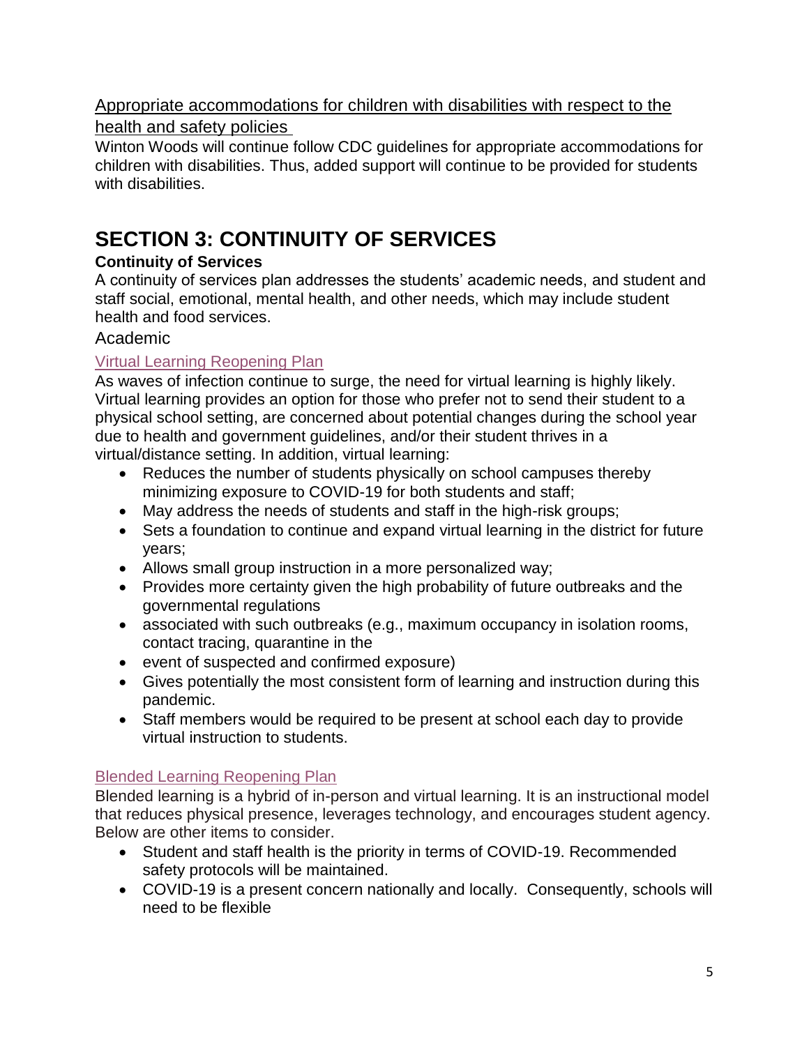Appropriate accommodations for children with disabilities with respect to the health and safety policies

Winton Woods will continue follow CDC guidelines for appropriate accommodations for children with disabilities. Thus, added support will continue to be provided for students with disabilities.

# SECTION 3: CONTINUITY OF SERVICES

**Continuity of Services**

A continuity of services plan addresses the students' academic needs, and student and staff social, emotional, mental health, and other needs, which may include student health and food services.

## Academic

### Virtual Learning Reopening Plan

As waves of infection continue to surge, the need for virtual learning is highly likely. Virtual learning provides an option for those who prefer not to send their student to a physical school setting, are concerned about potential changes during the school year due to health and government guidelines, and/or their student thrives in a virtual/distance setting. In addition, virtual learning:

- Reduces the number of students physically on school campuses thereby minimizing exposure to COVID-19 for both students and staff;
- May address the needs of students and staff in the high-risk groups;
- Sets a foundation to continue and expand virtual learning in the district for future years;
- Allows small group instruction in a more personalized way;
- Provides more certainty given the high probability of future outbreaks and the governmental regulations
- associated with such outbreaks (e.g., maximum occupancy in isolation rooms, contact tracing, quarantine in the
- event of suspected and confirmed exposure)
- Gives potentially the most consistent form of learning and instruction during this pandemic.
- Staff members would be required to be present at school each day to provide virtual instruction to students.

### Blended Learning Reopening Plan

Blended learning is a hybrid of in-person and virtual learning. It is an instructional model that reduces physical presence, leverages technology, and encourages student agency. Below are other items to consider.

- Student and staff health is the priority in terms of COVID-19. Recommended safety protocols will be maintained.
- COVID-19 is a present concern nationally and locally. Consequently, schools will need to be flexible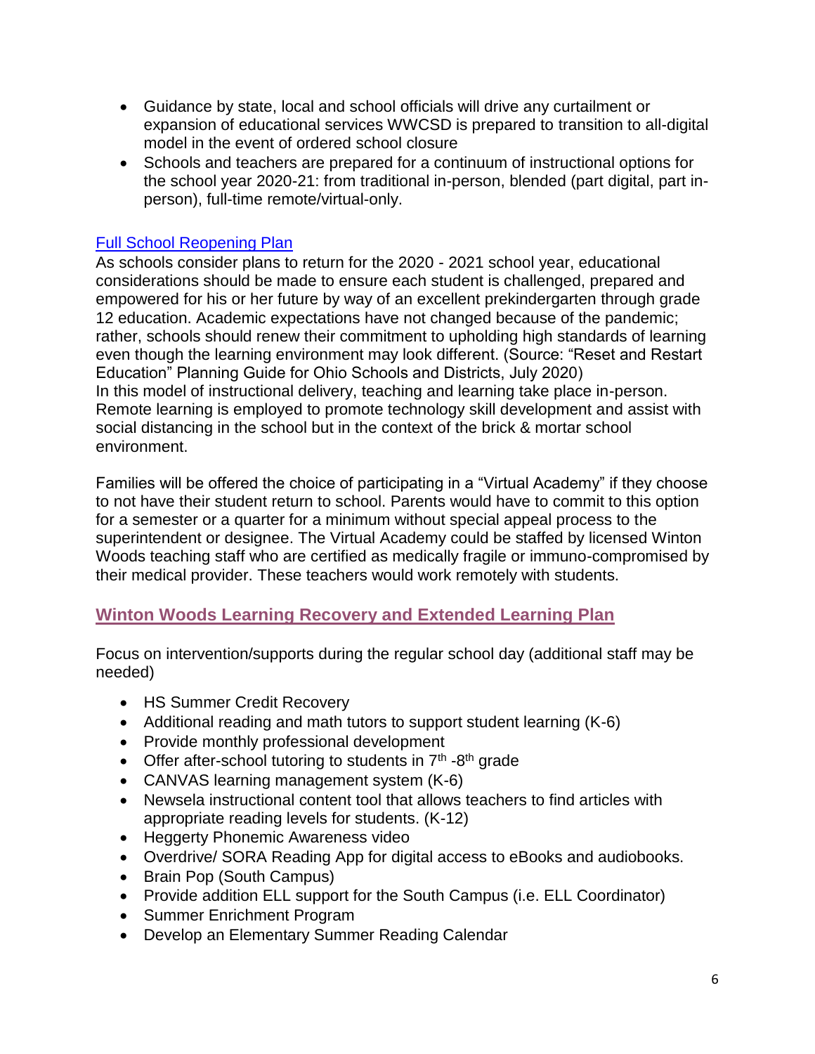- Guidance by state, local and school officials will drive any curtailment or expansion of educational services WWCSD is prepared to transition to all-digital model in the event of ordered school closure
- Schools and teachers are prepared for a continuum of instructional options for the school year 2020-21: from traditional in-person, blended (part digital, part in-person), full-time remote/virtual-only.

[Full School Reopening Plan]

As schools consider plans to return for the 2020 - 2021 school year, educational considerations should be made to ensure each student is challenged, prepared and empowered for his or her future by way of an excellent prekindergarten through grade 12 education. Academic expectations have not changed because of the pandemic; rather, schools should renew their commitment to upholding high standards of learning even though the learning environment may look different. (Source: "Reset and Restart Education" Planning Guide for Ohio Schools and Districts, July 2020)
In this model of instructional delivery, teaching and learning take place in-person. Remote learning is employed to promote technology skill development and assist with social distancing in the school but in the context of the brick & mortar school environment.

Families will be offered the choice of participating in a "Virtual Academy" if they choose to not have their student return to school. Parents would have to commit to this option for a semester or a quarter for a minimum without special appeal process to the superintendent or designee. The Virtual Academy could be staffed by licensed Winton Woods teaching staff who are certified as medically fragile or immuno-compromised by their medical provider. These teachers would work remotely with students.

## Winton Woods Learning Recovery and Extended Learning Plan

Focus on intervention/supports during the regular school day (additional staff may be needed)

- HS Summer Credit Recovery
- Additional reading and math tutors to support student learning (K-6)
- Provide monthly professional development
- Offer after-school tutoring to students in 7th -8th grade
- CANVAS learning management system (K-6)
- Newsela instructional content tool that allows teachers to find articles with appropriate reading levels for students. (K-12)
- Heggerty Phonemic Awareness video
- Overdrive/ SORA Reading App for digital access to eBooks and audiobooks.
- Brain Pop (South Campus)
- Provide addition ELL support for the South Campus (i.e. ELL Coordinator)
- Summer Enrichment Program
- Develop an Elementary Summer Reading Calendar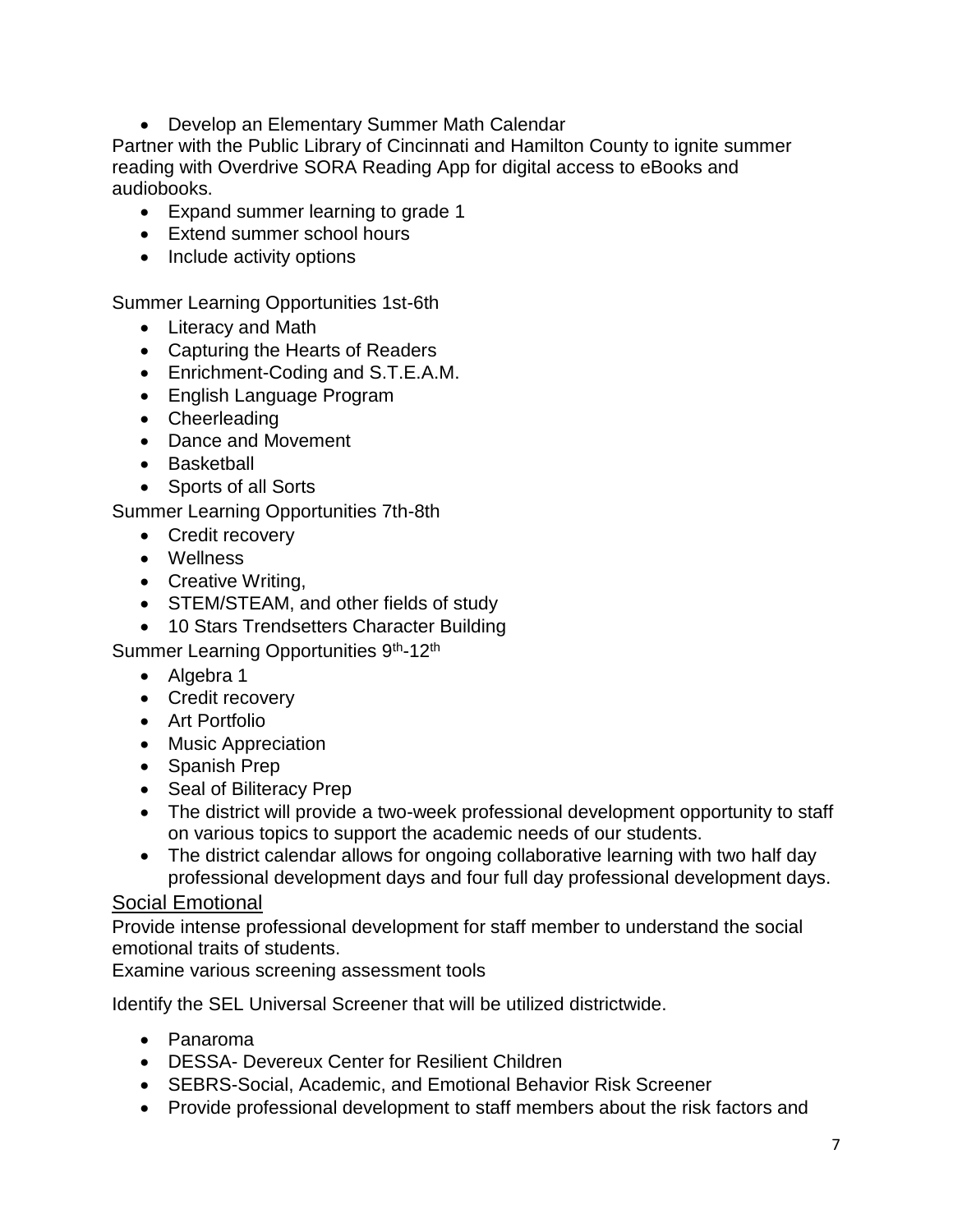- Develop an Elementary Summer Math Calendar

Partner with the Public Library of Cincinnati and Hamilton County to ignite summer reading with Overdrive SORA Reading App for digital access to eBooks and audiobooks.

- Expand summer learning to grade 1
- Extend summer school hours
- Include activity options

Summer Learning Opportunities 1st-6th

- Literacy and Math
- Capturing the Hearts of Readers
- Enrichment-Coding and S.T.E.A.M.
- English Language Program
- Cheerleading
- Dance and Movement
- Basketball
- Sports of all Sorts

Summer Learning Opportunities 7th-8th

- Credit recovery
- Wellness
- Creative Writing,
- STEM/STEAM, and other fields of study
- 10 Stars Trendsetters Character Building

Summer Learning Opportunities 9th-12th

- Algebra 1
- Credit recovery
- Art Portfolio
- Music Appreciation
- Spanish Prep
- Seal of Biliteracy Prep
- The district will provide a two-week professional development opportunity to staff on various topics to support the academic needs of our students.
- The district calendar allows for ongoing collaborative learning with two half day professional development days and four full day professional development days.

## Social Emotional

Provide intense professional development for staff member to understand the social emotional traits of students.

Examine various screening assessment tools

Identify the SEL Universal Screener that will be utilized districtwide.

- Panaroma
- DESSA- Devereux Center for Resilient Children
- SEBRS-Social, Academic, and Emotional Behavior Risk Screener
- Provide professional development to staff members about the risk factors and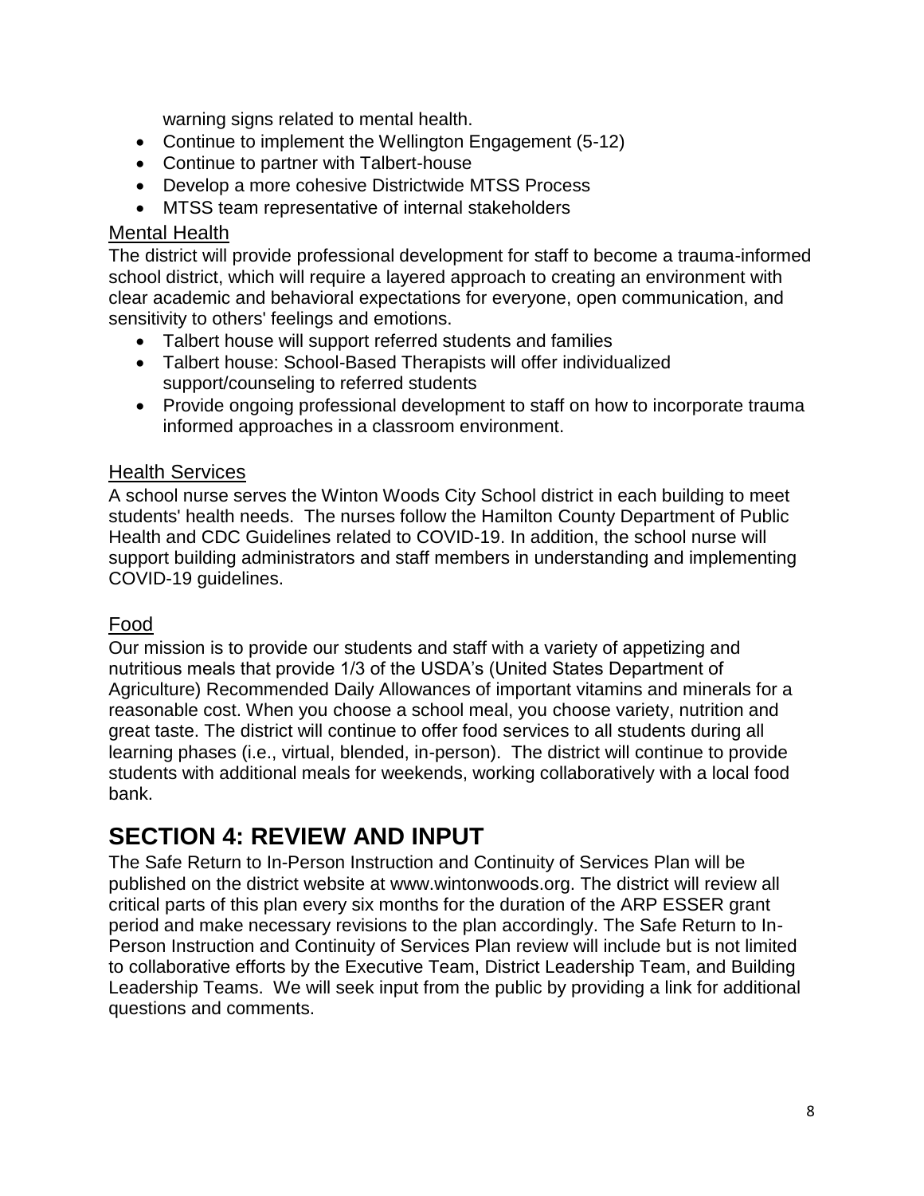warning signs related to mental health.

- Continue to implement the Wellington Engagement (5-12)
- Continue to partner with Talbert-house
- Develop a more cohesive Districtwide MTSS Process
- MTSS team representative of internal stakeholders

### Mental Health

The district will provide professional development for staff to become a trauma-informed school district, which will require a layered approach to creating an environment with clear academic and behavioral expectations for everyone, open communication, and sensitivity to others' feelings and emotions.

- Talbert house will support referred students and families
- Talbert house: School-Based Therapists will offer individualized support/counseling to referred students
- Provide ongoing professional development to staff on how to incorporate trauma informed approaches in a classroom environment.

### Health Services

A school nurse serves the Winton Woods City School district in each building to meet students' health needs. The nurses follow the Hamilton County Department of Public Health and CDC Guidelines related to COVID-19. In addition, the school nurse will support building administrators and staff members in understanding and implementing COVID-19 guidelines.

### Food

Our mission is to provide our students and staff with a variety of appetizing and nutritious meals that provide 1/3 of the USDA's (United States Department of Agriculture) Recommended Daily Allowances of important vitamins and minerals for a reasonable cost. When you choose a school meal, you choose variety, nutrition and great taste. The district will continue to offer food services to all students during all learning phases (i.e., virtual, blended, in-person). The district will continue to provide students with additional meals for weekends, working collaboratively with a local food bank.

## SECTION 4: REVIEW AND INPUT

The Safe Return to In-Person Instruction and Continuity of Services Plan will be published on the district website at www.wintonwoods.org. The district will review all critical parts of this plan every six months for the duration of the ARP ESSER grant period and make necessary revisions to the plan accordingly. The Safe Return to In-Person Instruction and Continuity of Services Plan review will include but is not limited to collaborative efforts by the Executive Team, District Leadership Team, and Building Leadership Teams. We will seek input from the public by providing a link for additional questions and comments.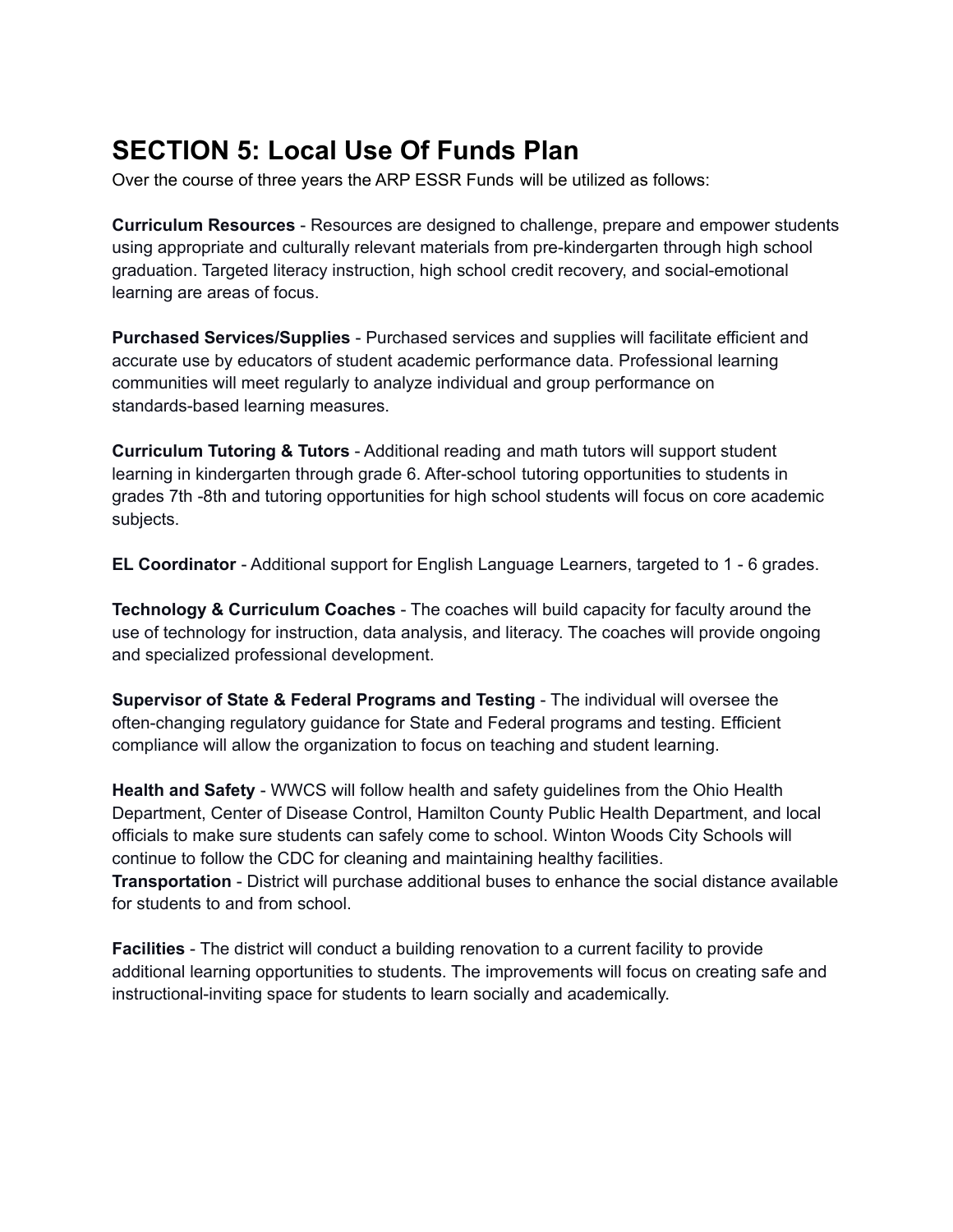## SECTION 5: Local Use Of Funds Plan

Over the course of three years the ARP ESSR Funds will be utilized as follows:

**Curriculum Resources** - Resources are designed to challenge, prepare and empower students using appropriate and culturally relevant materials from pre-kindergarten through high school graduation. Targeted literacy instruction, high school credit recovery, and social-emotional learning are areas of focus.

**Purchased Services/Supplies** - Purchased services and supplies will facilitate efficient and accurate use by educators of student academic performance data. Professional learning communities will meet regularly to analyze individual and group performance on standards-based learning measures.

**Curriculum Tutoring & Tutors** - Additional reading and math tutors will support student learning in kindergarten through grade 6. After-school tutoring opportunities to students in grades 7th -8th and tutoring opportunities for high school students will focus on core academic subjects.

**EL Coordinator** - Additional support for English Language Learners, targeted to 1 - 6 grades.

**Technology & Curriculum Coaches** - The coaches will build capacity for faculty around the use of technology for instruction, data analysis, and literacy. The coaches will provide ongoing and specialized professional development.

**Supervisor of State & Federal Programs and Testing** - The individual will oversee the often-changing regulatory guidance for State and Federal programs and testing. Efficient compliance will allow the organization to focus on teaching and student learning.

**Health and Safety** - WWCS will follow health and safety guidelines from the Ohio Health Department, Center of Disease Control, Hamilton County Public Health Department, and local officials to make sure students can safely come to school. Winton Woods City Schools will continue to follow the CDC for cleaning and maintaining healthy facilities.

**Transportation** - District will purchase additional buses to enhance the social distance available for students to and from school.

**Facilities** - The district will conduct a building renovation to a current facility to provide additional learning opportunities to students. The improvements will focus on creating safe and instructional-inviting space for students to learn socially and academically.